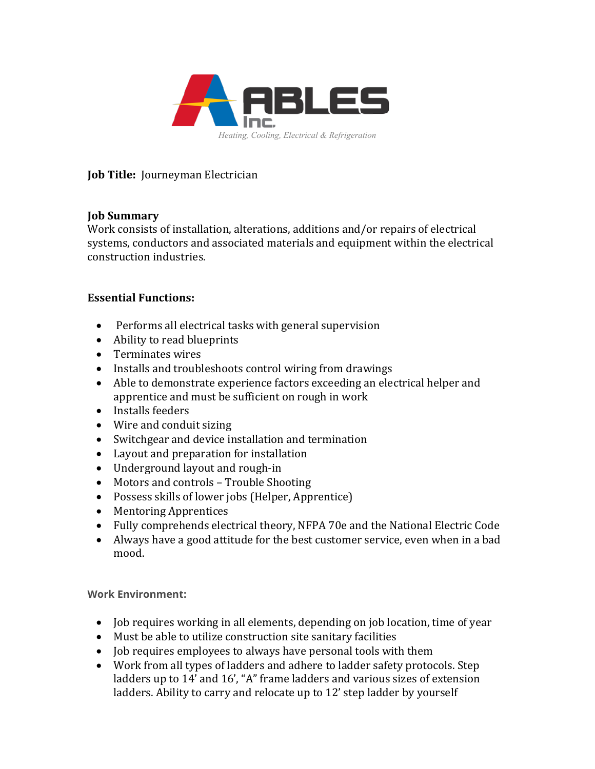ABLES Inc.

*Heating, Cooling, Electrical & Refrigeration*

**Job Title:** Journeyman Electrician

**Job Summary**

Work consists of installation, alterations, additions and/or repairs of electrical systems, conductors and associated materials and equipment within the electrical construction industries.

**Essential Functions:**

- Performs all electrical tasks with general supervision
- Ability to read blueprints
- Terminates wires
- Installs and troubleshoots control wiring from drawings
- Able to demonstrate experience factors exceeding an electrical helper and apprentice and must be sufficient on rough in work
- Installs feeders
- Wire and conduit sizing
- Switchgear and device installation and termination
- Layout and preparation for installation
- Underground layout and rough-in
- Motors and controls – Trouble Shooting
- Possess skills of lower jobs (Helper, Apprentice)
- Mentoring Apprentices
- Fully comprehends electrical theory, NFPA 70e and the National Electric Code
- Always have a good attitude for the best customer service, even when in a bad mood.

**Work Environment:**

- Job requires working in all elements, depending on job location, time of year
- Must be able to utilize construction site sanitary facilities
- Job requires employees to always have personal tools with them
- Work from all types of ladders and adhere to ladder safety protocols. Step ladders up to 14' and 16', "A" frame ladders and various sizes of extension ladders. Ability to carry and relocate up to 12' step ladder by yourself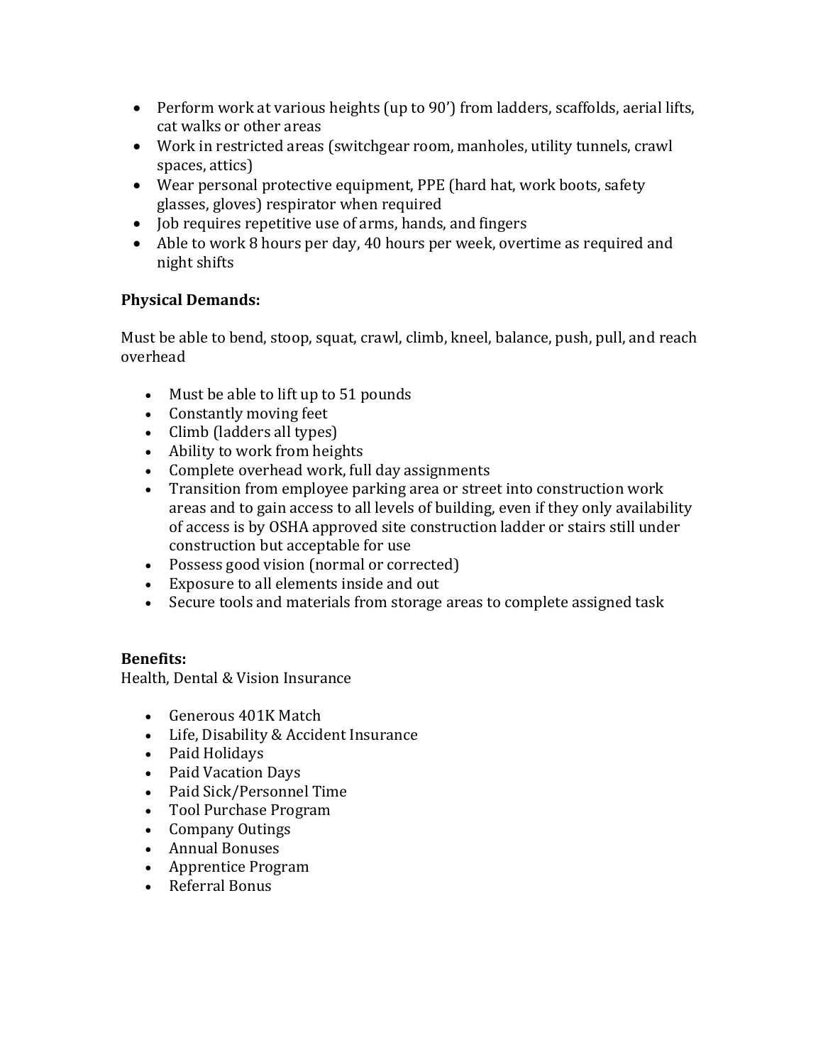- Perform work at various heights (up to 90') from ladders, scaffolds, aerial lifts, cat walks or other areas
- Work in restricted areas (switchgear room, manholes, utility tunnels, crawl spaces, attics)
- Wear personal protective equipment, PPE (hard hat, work boots, safety glasses, gloves) respirator when required
- Job requires repetitive use of arms, hands, and fingers
- Able to work 8 hours per day, 40 hours per week, overtime as required and night shifts

**Physical Demands:**

Must be able to bend, stoop, squat, crawl, climb, kneel, balance, push, pull, and reach overhead

- Must be able to lift up to 51 pounds
- Constantly moving feet
- Climb (ladders all types)
- Ability to work from heights
- Complete overhead work, full day assignments
- Transition from employee parking area or street into construction work areas and to gain access to all levels of building, even if they only availability of access is by OSHA approved site construction ladder or stairs still under construction but acceptable for use
- Possess good vision (normal or corrected)
- Exposure to all elements inside and out
- Secure tools and materials from storage areas to complete assigned task

**Benefits:**
Health, Dental & Vision Insurance

- Generous 401K Match
- Life, Disability & Accident Insurance
- Paid Holidays
- Paid Vacation Days
- Paid Sick/Personnel Time
- Tool Purchase Program
- Company Outings
- Annual Bonuses
- Apprentice Program
- Referral Bonus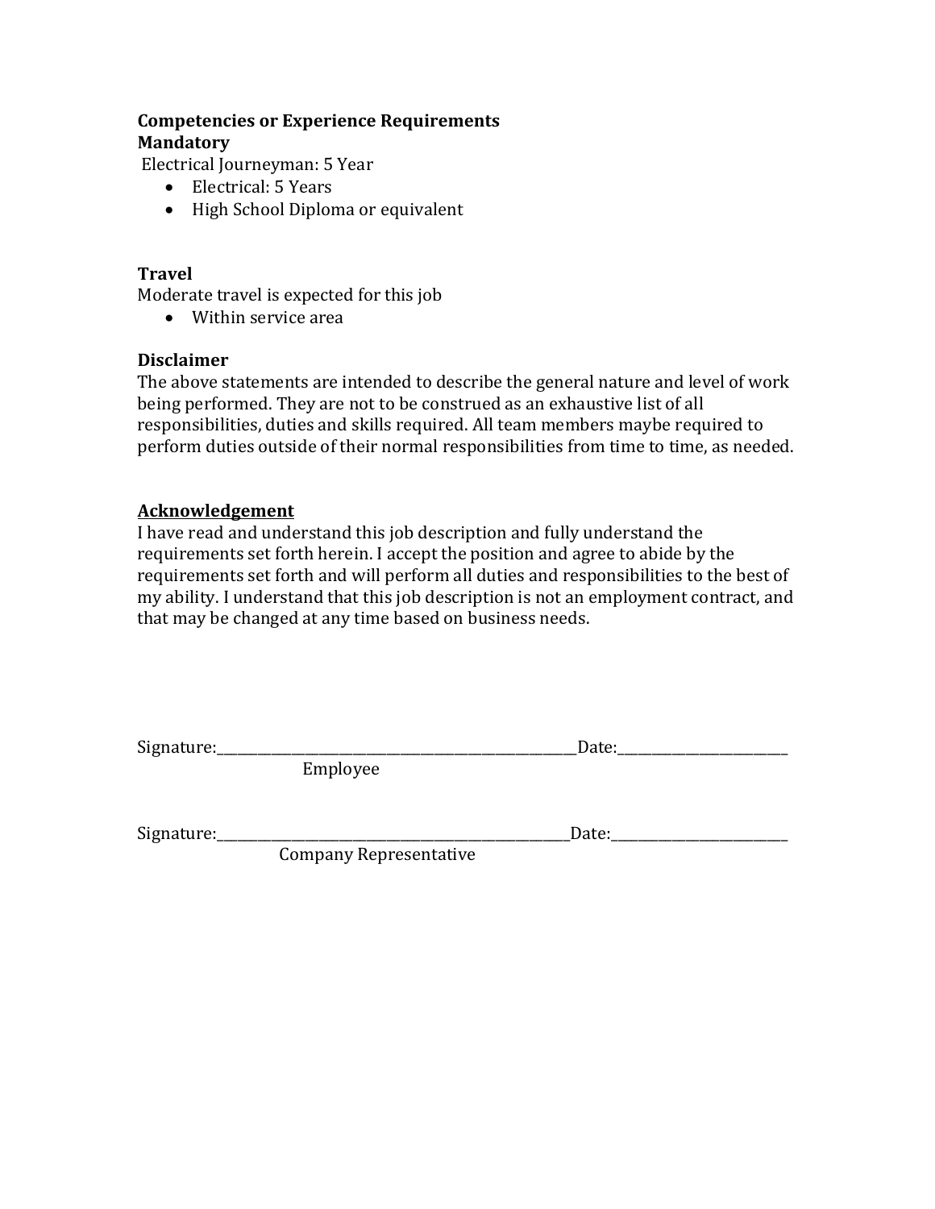**Competencies or Experience Requirements**
**Mandatory**

Electrical Journeyman: 5 Year

- Electrical: 5 Years
- High School Diploma or equivalent

**Travel**

Moderate travel is expected for this job

- Within service area

**Disclaimer**

The above statements are intended to describe the general nature and level of work being performed. They are not to be construed as an exhaustive list of all responsibilities, duties and skills required. All team members maybe required to perform duties outside of their normal responsibilities from time to time, as needed.

**Acknowledgement**

I have read and understand this job description and fully understand the requirements set forth herein. I accept the position and agree to abide by the requirements set forth and will perform all duties and responsibilities to the best of my ability. I understand that this job description is not an employment contract, and that may be changed at any time based on business needs.

Signature:_______________________________________Date:____________________
Employee

Signature:_______________________________________Date:____________________
Company Representative